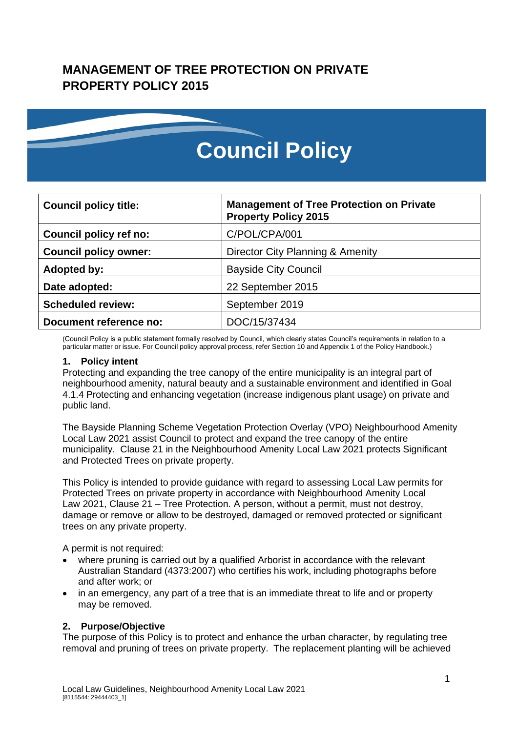# MANAGEMENT OF TREE PROTECTION ON PRIVATE PROPERTY POLICY 2015

## Council Policy

| **Council policy title:** | **Management of Tree Protection on Private Property Policy 2015** |
|---|---|
| **Council policy ref no:** | C/POL/CPA/001 |
| **Council policy owner:** | Director City Planning & Amenity |
| **Adopted by:** | Bayside City Council |
| **Date adopted:** | 22 September 2015 |
| **Scheduled review:** | September 2019 |
| **Document reference no:** | DOC/15/37434 |

(Council Policy is a public statement formally resolved by Council, which clearly states Council's requirements in relation to a particular matter or issue. For Council policy approval process, refer Section 10 and Appendix 1 of the Policy Handbook.)

### 1. Policy intent

Protecting and expanding the tree canopy of the entire municipality is an integral part of neighbourhood amenity, natural beauty and a sustainable environment and identified in Goal 4.1.4 Protecting and enhancing vegetation (increase indigenous plant usage) on private and public land.

The Bayside Planning Scheme Vegetation Protection Overlay (VPO) Neighbourhood Amenity Local Law 2021 assist Council to protect and expand the tree canopy of the entire municipality. Clause 21 in the Neighbourhood Amenity Local Law 2021 protects Significant and Protected Trees on private property.

This Policy is intended to provide guidance with regard to assessing Local Law permits for Protected Trees on private property in accordance with Neighbourhood Amenity Local Law 2021, Clause 21 – Tree Protection. A person, without a permit, must not destroy, damage or remove or allow to be destroyed, damaged or removed protected or significant trees on any private property.

A permit is not required:

- where pruning is carried out by a qualified Arborist in accordance with the relevant Australian Standard (4373:2007) who certifies his work, including photographs before and after work; or
- in an emergency, any part of a tree that is an immediate threat to life and or property may be removed.

### 2. Purpose/Objective

The purpose of this Policy is to protect and enhance the urban character, by regulating tree removal and pruning of trees on private property. The replacement planting will be achieved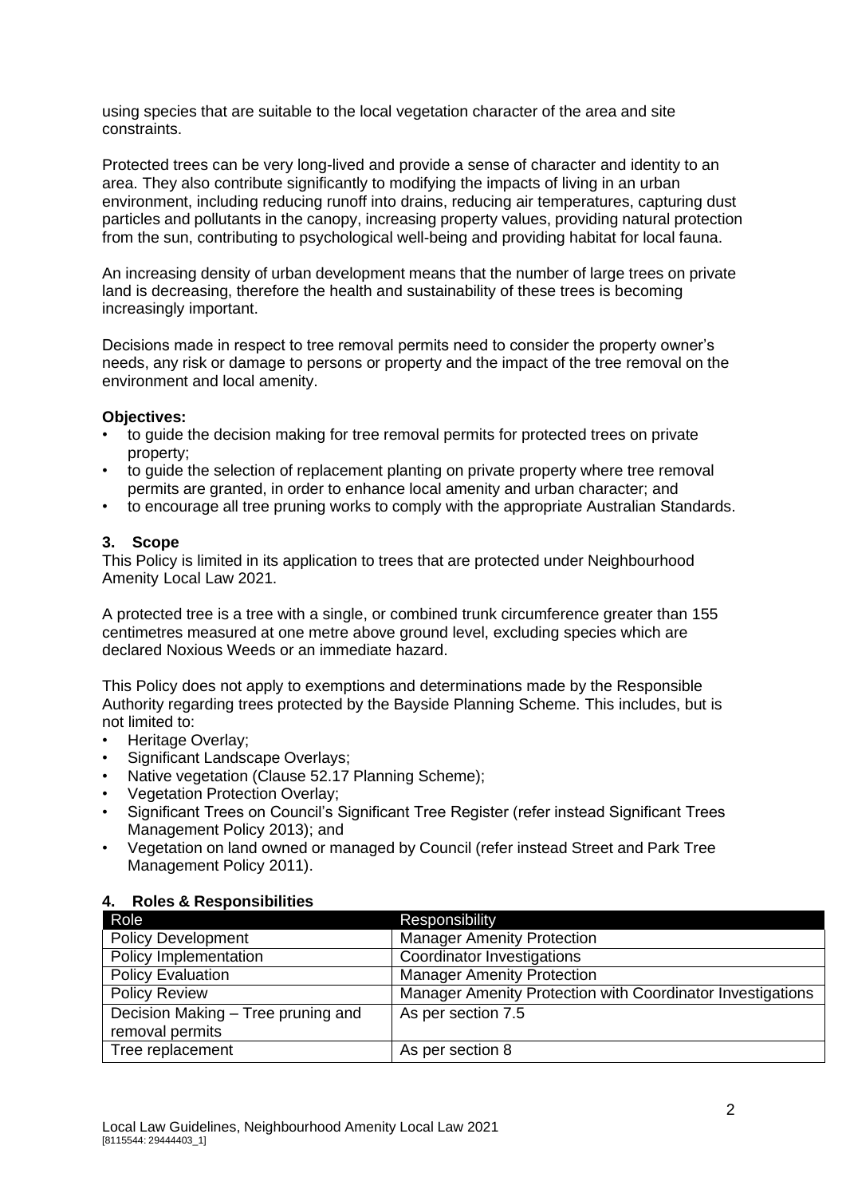using species that are suitable to the local vegetation character of the area and site constraints.

Protected trees can be very long-lived and provide a sense of character and identity to an area. They also contribute significantly to modifying the impacts of living in an urban environment, including reducing runoff into drains, reducing air temperatures, capturing dust particles and pollutants in the canopy, increasing property values, providing natural protection from the sun, contributing to psychological well-being and providing habitat for local fauna.

An increasing density of urban development means that the number of large trees on private land is decreasing, therefore the health and sustainability of these trees is becoming increasingly important.

Decisions made in respect to tree removal permits need to consider the property owner's needs, any risk or damage to persons or property and the impact of the tree removal on the environment and local amenity.

**Objectives:**

- to guide the decision making for tree removal permits for protected trees on private property;
- to guide the selection of replacement planting on private property where tree removal permits are granted, in order to enhance local amenity and urban character; and
- to encourage all tree pruning works to comply with the appropriate Australian Standards.

## 3. Scope

This Policy is limited in its application to trees that are protected under Neighbourhood Amenity Local Law 2021.

A protected tree is a tree with a single, or combined trunk circumference greater than 155 centimetres measured at one metre above ground level, excluding species which are declared Noxious Weeds or an immediate hazard.

This Policy does not apply to exemptions and determinations made by the Responsible Authority regarding trees protected by the Bayside Planning Scheme. This includes, but is not limited to:

- Heritage Overlay;
- Significant Landscape Overlays;
- Native vegetation (Clause 52.17 Planning Scheme);
- Vegetation Protection Overlay;
- Significant Trees on Council's Significant Tree Register (refer instead Significant Trees Management Policy 2013); and
- Vegetation on land owned or managed by Council (refer instead Street and Park Tree Management Policy 2011).

## 4. Roles & Responsibilities

| Role | Responsibility |
|---|---|
| Policy Development | Manager Amenity Protection |
| Policy Implementation | Coordinator Investigations |
| Policy Evaluation | Manager Amenity Protection |
| Policy Review | Manager Amenity Protection with Coordinator Investigations |
| Decision Making – Tree pruning and removal permits | As per section 7.5 |
| Tree replacement | As per section 8 |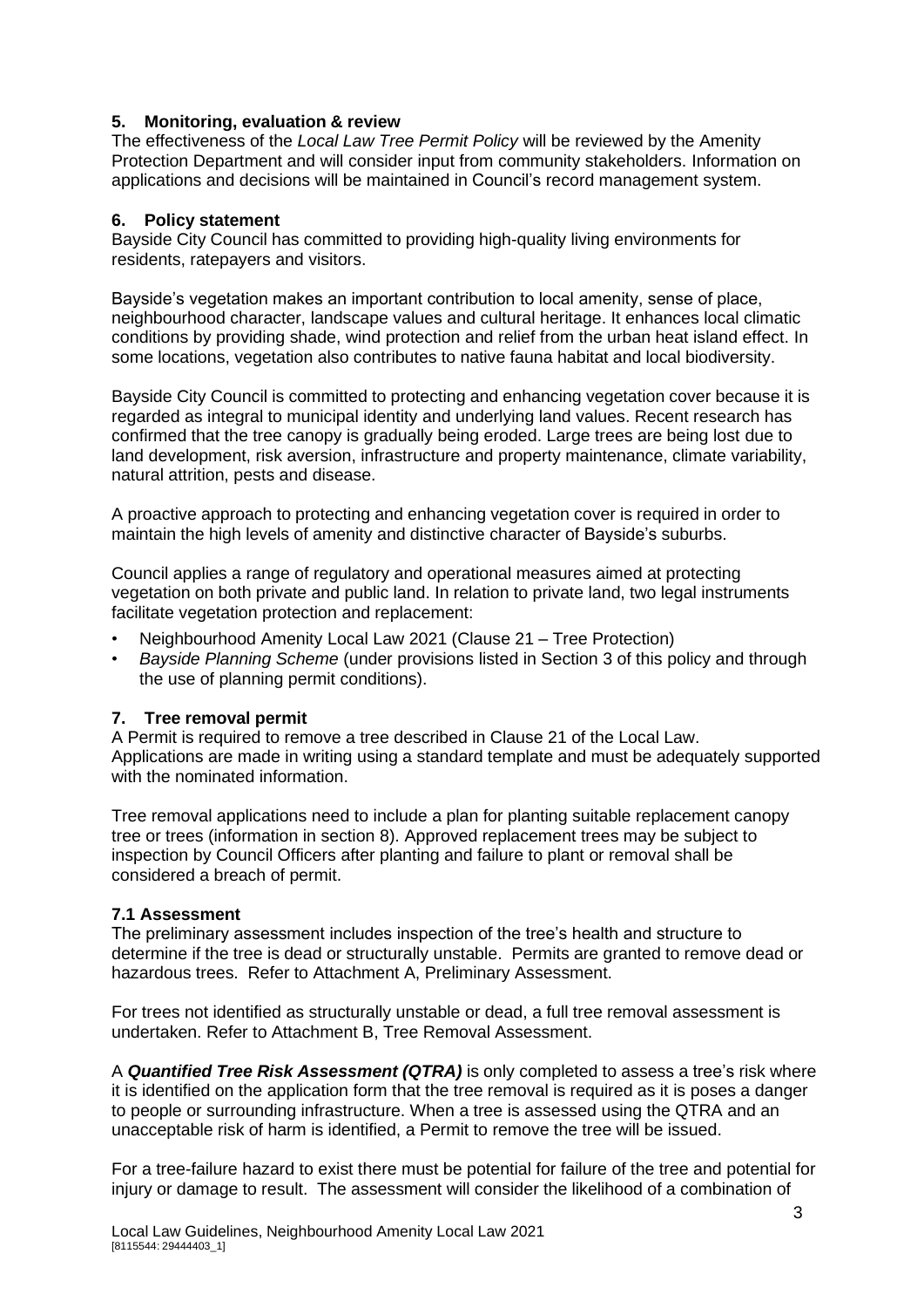## 5. Monitoring, evaluation & review

The effectiveness of the *Local Law Tree Permit Policy* will be reviewed by the Amenity Protection Department and will consider input from community stakeholders. Information on applications and decisions will be maintained in Council's record management system.

## 6. Policy statement

Bayside City Council has committed to providing high-quality living environments for residents, ratepayers and visitors.

Bayside's vegetation makes an important contribution to local amenity, sense of place, neighbourhood character, landscape values and cultural heritage. It enhances local climatic conditions by providing shade, wind protection and relief from the urban heat island effect. In some locations, vegetation also contributes to native fauna habitat and local biodiversity.

Bayside City Council is committed to protecting and enhancing vegetation cover because it is regarded as integral to municipal identity and underlying land values. Recent research has confirmed that the tree canopy is gradually being eroded. Large trees are being lost due to land development, risk aversion, infrastructure and property maintenance, climate variability, natural attrition, pests and disease.

A proactive approach to protecting and enhancing vegetation cover is required in order to maintain the high levels of amenity and distinctive character of Bayside's suburbs.

Council applies a range of regulatory and operational measures aimed at protecting vegetation on both private and public land. In relation to private land, two legal instruments facilitate vegetation protection and replacement:

- Neighbourhood Amenity Local Law 2021 (Clause 21 – Tree Protection)
- *Bayside Planning Scheme* (under provisions listed in Section 3 of this policy and through the use of planning permit conditions).

## 7. Tree removal permit

A Permit is required to remove a tree described in Clause 21 of the Local Law. Applications are made in writing using a standard template and must be adequately supported with the nominated information.

Tree removal applications need to include a plan for planting suitable replacement canopy tree or trees (information in section 8). Approved replacement trees may be subject to inspection by Council Officers after planting and failure to plant or removal shall be considered a breach of permit.

### 7.1 Assessment

The preliminary assessment includes inspection of the tree's health and structure to determine if the tree is dead or structurally unstable. Permits are granted to remove dead or hazardous trees. Refer to Attachment A, Preliminary Assessment.

For trees not identified as structurally unstable or dead, a full tree removal assessment is undertaken. Refer to Attachment B, Tree Removal Assessment.

A ***Quantified Tree Risk Assessment (QTRA)*** is only completed to assess a tree's risk where it is identified on the application form that the tree removal is required as it is poses a danger to people or surrounding infrastructure. When a tree is assessed using the QTRA and an unacceptable risk of harm is identified, a Permit to remove the tree will be issued.

For a tree-failure hazard to exist there must be potential for failure of the tree and potential for injury or damage to result. The assessment will consider the likelihood of a combination of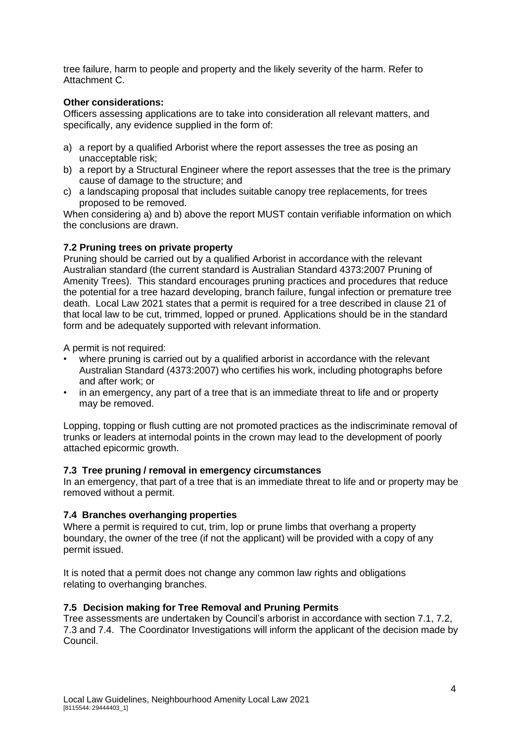tree failure, harm to people and property and the likely severity of the harm. Refer to Attachment C.

**Other considerations:**

Officers assessing applications are to take into consideration all relevant matters, and specifically, any evidence supplied in the form of:

a) a report by a qualified Arborist where the report assesses the tree as posing an unacceptable risk;
b) a report by a Structural Engineer where the report assesses that the tree is the primary cause of damage to the structure; and
c) a landscaping proposal that includes suitable canopy tree replacements, for trees proposed to be removed.

When considering a) and b) above the report MUST contain verifiable information on which the conclusions are drawn.

### 7.2 Pruning trees on private property

Pruning should be carried out by a qualified Arborist in accordance with the relevant Australian standard (the current standard is Australian Standard 4373:2007 Pruning of Amenity Trees). This standard encourages pruning practices and procedures that reduce the potential for a tree hazard developing, branch failure, fungal infection or premature tree death. Local Law 2021 states that a permit is required for a tree described in clause 21 of that local law to be cut, trimmed, lopped or pruned. Applications should be in the standard form and be adequately supported with relevant information.

A permit is not required:

- where pruning is carried out by a qualified arborist in accordance with the relevant Australian Standard (4373:2007) who certifies his work, including photographs before and after work; or
- in an emergency, any part of a tree that is an immediate threat to life and or property may be removed.

Lopping, topping or flush cutting are not promoted practices as the indiscriminate removal of trunks or leaders at internodal points in the crown may lead to the development of poorly attached epicormic growth.

### 7.3 Tree pruning / removal in emergency circumstances

In an emergency, that part of a tree that is an immediate threat to life and or property may be removed without a permit.

### 7.4 Branches overhanging properties

Where a permit is required to cut, trim, lop or prune limbs that overhang a property boundary, the owner of the tree (if not the applicant) will be provided with a copy of any permit issued.

It is noted that a permit does not change any common law rights and obligations relating to overhanging branches.

### 7.5 Decision making for Tree Removal and Pruning Permits

Tree assessments are undertaken by Council's arborist in accordance with section 7.1, 7.2, 7.3 and 7.4. The Coordinator Investigations will inform the applicant of the decision made by Council.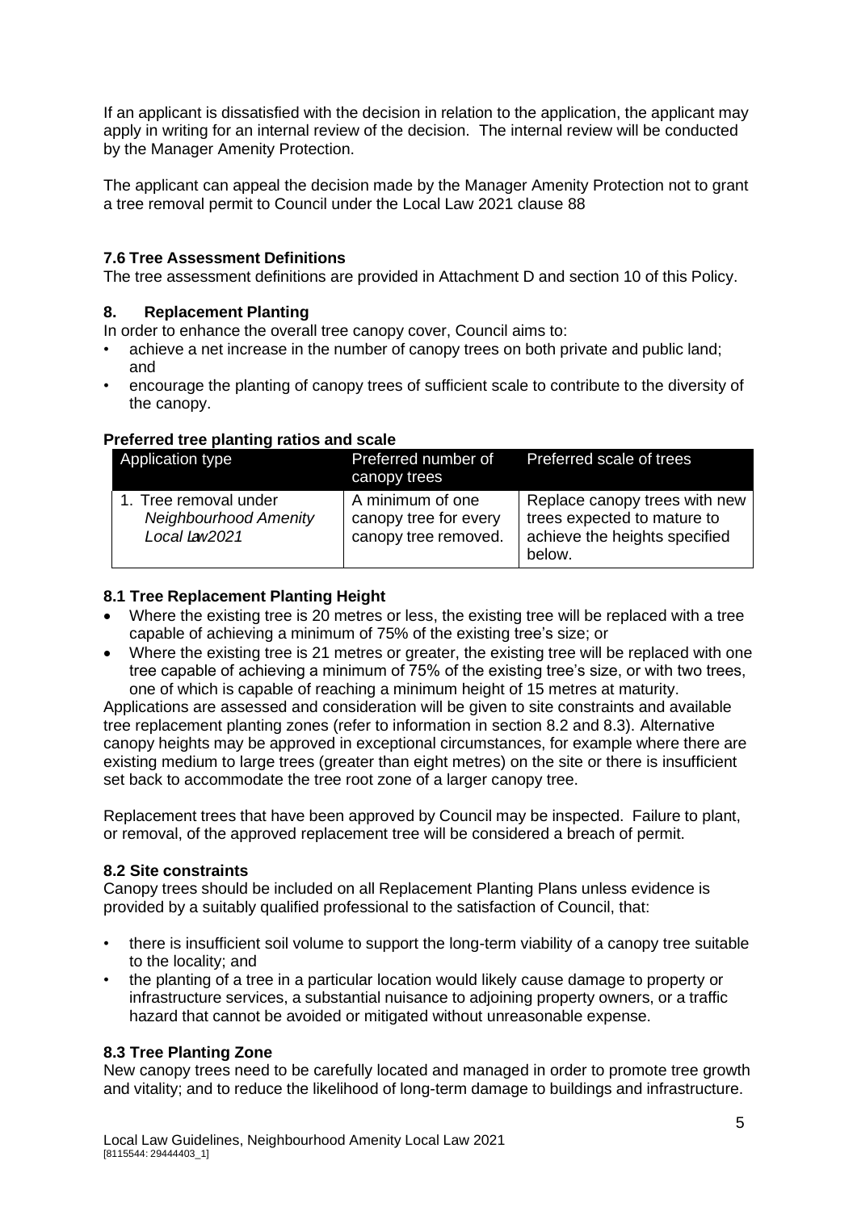If an applicant is dissatisfied with the decision in relation to the application, the applicant may apply in writing for an internal review of the decision. The internal review will be conducted by the Manager Amenity Protection.

The applicant can appeal the decision made by the Manager Amenity Protection not to grant a tree removal permit to Council under the Local Law 2021 clause 88

### 7.6 Tree Assessment Definitions

The tree assessment definitions are provided in Attachment D and section 10 of this Policy.

## 8. Replacement Planting

In order to enhance the overall tree canopy cover, Council aims to:

- achieve a net increase in the number of canopy trees on both private and public land; and
- encourage the planting of canopy trees of sufficient scale to contribute to the diversity of the canopy.

**Preferred tree planting ratios and scale**

| Application type | Preferred number of canopy trees | Preferred scale of trees |
|---|---|---|
| 1. Tree removal under *Neighbourhood Amenity Local Law2021* | A minimum of one canopy tree for every canopy tree removed. | Replace canopy trees with new trees expected to mature to achieve the heights specified below. |

### 8.1 Tree Replacement Planting Height

- Where the existing tree is 20 metres or less, the existing tree will be replaced with a tree capable of achieving a minimum of 75% of the existing tree's size; or
- Where the existing tree is 21 metres or greater, the existing tree will be replaced with one tree capable of achieving a minimum of 75% of the existing tree's size, or with two trees, one of which is capable of reaching a minimum height of 15 metres at maturity.

Applications are assessed and consideration will be given to site constraints and available tree replacement planting zones (refer to information in section 8.2 and 8.3). Alternative canopy heights may be approved in exceptional circumstances, for example where there are existing medium to large trees (greater than eight metres) on the site or there is insufficient set back to accommodate the tree root zone of a larger canopy tree.

Replacement trees that have been approved by Council may be inspected. Failure to plant, or removal, of the approved replacement tree will be considered a breach of permit.

### 8.2 Site constraints

Canopy trees should be included on all Replacement Planting Plans unless evidence is provided by a suitably qualified professional to the satisfaction of Council, that:

- there is insufficient soil volume to support the long-term viability of a canopy tree suitable to the locality; and
- the planting of a tree in a particular location would likely cause damage to property or infrastructure services, a substantial nuisance to adjoining property owners, or a traffic hazard that cannot be avoided or mitigated without unreasonable expense.

### 8.3 Tree Planting Zone

New canopy trees need to be carefully located and managed in order to promote tree growth and vitality; and to reduce the likelihood of long-term damage to buildings and infrastructure.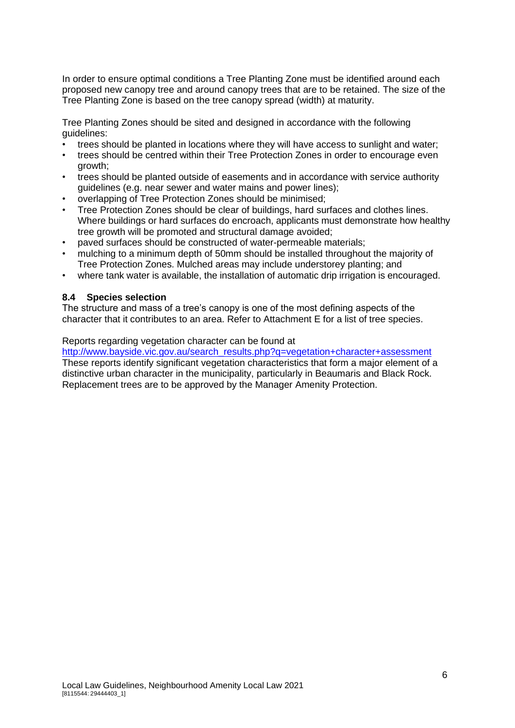In order to ensure optimal conditions a Tree Planting Zone must be identified around each proposed new canopy tree and around canopy trees that are to be retained. The size of the Tree Planting Zone is based on the tree canopy spread (width) at maturity.

Tree Planting Zones should be sited and designed in accordance with the following guidelines:

- trees should be planted in locations where they will have access to sunlight and water;
- trees should be centred within their Tree Protection Zones in order to encourage even growth;
- trees should be planted outside of easements and in accordance with service authority guidelines (e.g. near sewer and water mains and power lines);
- overlapping of Tree Protection Zones should be minimised;
- Tree Protection Zones should be clear of buildings, hard surfaces and clothes lines. Where buildings or hard surfaces do encroach, applicants must demonstrate how healthy tree growth will be promoted and structural damage avoided;
- paved surfaces should be constructed of water-permeable materials;
- mulching to a minimum depth of 50mm should be installed throughout the majority of Tree Protection Zones. Mulched areas may include understorey planting; and
- where tank water is available, the installation of automatic drip irrigation is encouraged.

### 8.4 Species selection

The structure and mass of a tree's canopy is one of the most defining aspects of the character that it contributes to an area. Refer to Attachment E for a list of tree species.

Reports regarding vegetation character can be found at
http://www.bayside.vic.gov.au/search_results.php?q=vegetation+character+assessment
These reports identify significant vegetation characteristics that form a major element of a distinctive urban character in the municipality, particularly in Beaumaris and Black Rock. Replacement trees are to be approved by the Manager Amenity Protection.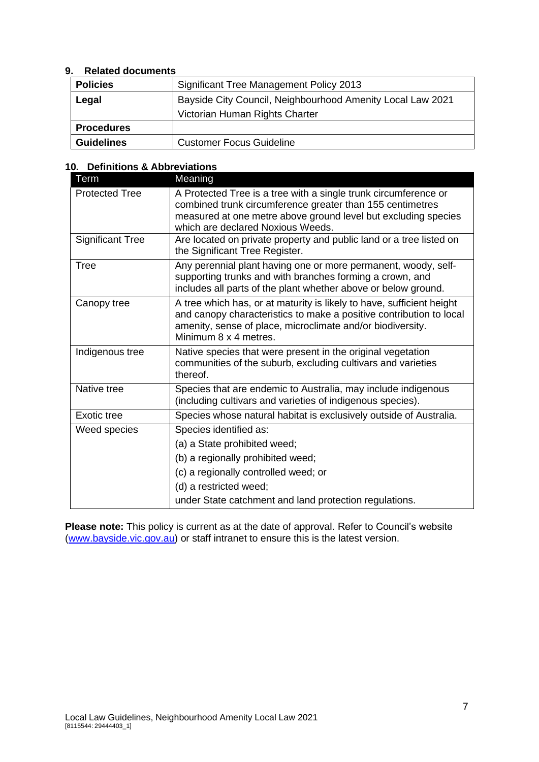## 9. Related documents

| | |
|---|---|
| **Policies** | Significant Tree Management Policy 2013 |
| **Legal** | Bayside City Council, Neighbourhood Amenity Local Law 2021<br>Victorian Human Rights Charter |
| **Procedures** | |
| **Guidelines** | Customer Focus Guideline |

## 10. Definitions & Abbreviations

| Term | Meaning |
|---|---|
| Protected Tree | A Protected Tree is a tree with a single trunk circumference or combined trunk circumference greater than 155 centimetres measured at one metre above ground level but excluding species which are declared Noxious Weeds. |
| Significant Tree | Are located on private property and public land or a tree listed on the Significant Tree Register. |
| Tree | Any perennial plant having one or more permanent, woody, self-supporting trunks and with branches forming a crown, and includes all parts of the plant whether above or below ground. |
| Canopy tree | A tree which has, or at maturity is likely to have, sufficient height and canopy characteristics to make a positive contribution to local amenity, sense of place, microclimate and/or biodiversity. Minimum 8 x 4 metres. |
| Indigenous tree | Native species that were present in the original vegetation communities of the suburb, excluding cultivars and varieties thereof. |
| Native tree | Species that are endemic to Australia, may include indigenous (including cultivars and varieties of indigenous species). |
| Exotic tree | Species whose natural habitat is exclusively outside of Australia. |
| Weed species | Species identified as:<br>(a) a State prohibited weed;<br>(b) a regionally prohibited weed;<br>(c) a regionally controlled weed; or<br>(d) a restricted weed;<br>under State catchment and land protection regulations. |

**Please note:** This policy is current as at the date of approval. Refer to Council's website (www.bayside.vic.gov.au) or staff intranet to ensure this is the latest version.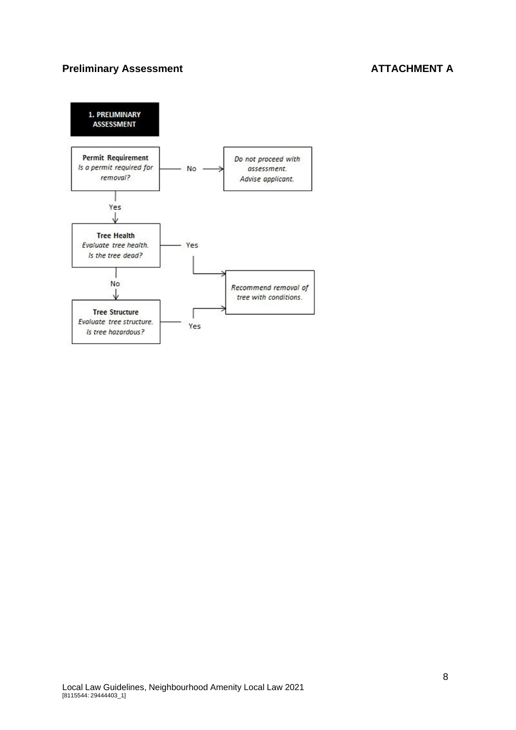**Preliminary Assessment** **ATTACHMENT A**

**1. PRELIMINARY ASSESSMENT**

**Permit Requirement**
*Is a permit required for removal?*

- No → *Do not proceed with assessment. Advise applicant.*
- Yes ↓

**Tree Health**
*Evaluate tree health. Is the tree dead?*

- Yes → *Recommend removal of tree with conditions.*
- No ↓

**Tree Structure**
*Evaluate tree structure. Is tree hazardous?*

- Yes → *Recommend removal of tree with conditions.*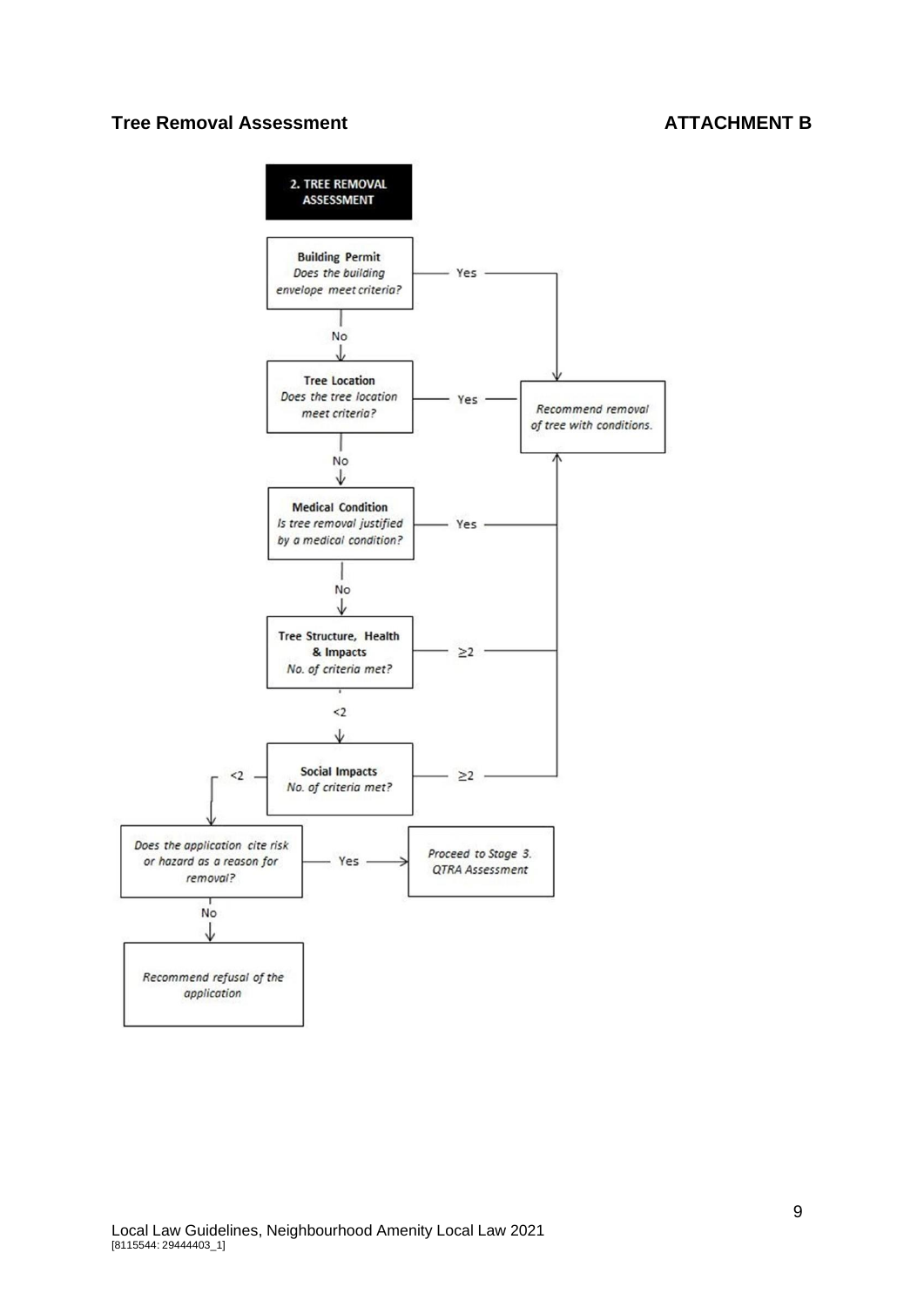## Tree Removal Assessment

**ATTACHMENT B**

**2. TREE REMOVAL ASSESSMENT**

**Building Permit**
*Does the building envelope meet criteria?*

- Yes → *Recommend removal of tree with conditions.*
- No ↓

**Tree Location**
*Does the tree location meet criteria?*

- Yes → *Recommend removal of tree with conditions.*
- No ↓

**Medical Condition**
*Is tree removal justified by a medical condition?*

- Yes → *Recommend removal of tree with conditions.*
- No ↓

**Tree Structure, Health & Impacts**
*No. of criteria met?*

- ≥2 → *Recommend removal of tree with conditions.*
- <2 ↓

**Social Impacts**
*No. of criteria met?*

- ≥2 → *Recommend removal of tree with conditions.*
- <2 ↓

*Does the application cite risk or hazard as a reason for removal?*

- Yes → *Proceed to Stage 3. QTRA Assessment*
- No ↓

*Recommend refusal of the application*

Local Law Guidelines, Neighbourhood Amenity Local Law 2021
[8115544: 29444403_1]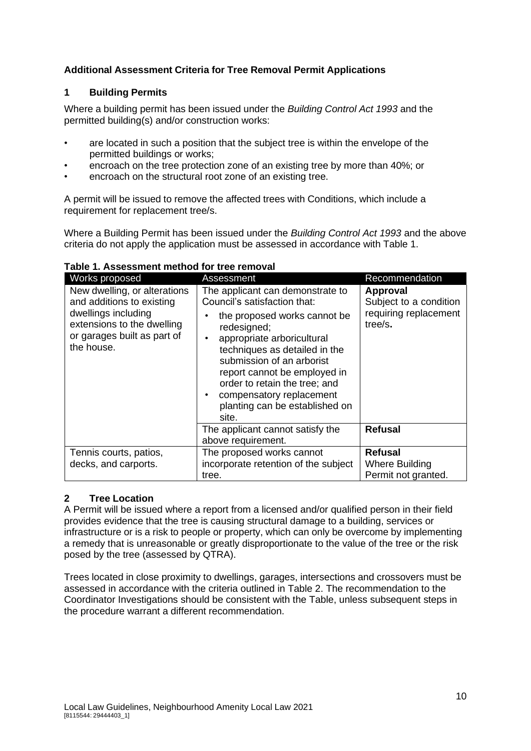## Additional Assessment Criteria for Tree Removal Permit Applications

### 1 Building Permits

Where a building permit has been issued under the *Building Control Act 1993* and the permitted building(s) and/or construction works:

- are located in such a position that the subject tree is within the envelope of the permitted buildings or works;
- encroach on the tree protection zone of an existing tree by more than 40%; or
- encroach on the structural root zone of an existing tree.

A permit will be issued to remove the affected trees with Conditions, which include a requirement for replacement tree/s.

Where a Building Permit has been issued under the *Building Control Act 1993* and the above criteria do not apply the application must be assessed in accordance with Table 1.

**Table 1. Assessment method for tree removal**

| Works proposed | Assessment | Recommendation |
|---|---|---|
| New dwelling, or alterations and additions to existing dwellings including extensions to the dwelling or garages built as part of the house. | The applicant can demonstrate to Council's satisfaction that:<br>• the proposed works cannot be redesigned;<br>• appropriate arboricultural techniques as detailed in the submission of an arborist report cannot be employed in order to retain the tree; and<br>• compensatory replacement planting can be established on site. | **Approval**<br>Subject to a condition requiring replacement tree/s**.** |
| | The applicant cannot satisfy the above requirement. | **Refusal** |
| Tennis courts, patios, decks, and carports. | The proposed works cannot incorporate retention of the subject tree. | **Refusal**<br>Where Building Permit not granted. |

### 2 Tree Location

A Permit will be issued where a report from a licensed and/or qualified person in their field provides evidence that the tree is causing structural damage to a building, services or infrastructure or is a risk to people or property, which can only be overcome by implementing a remedy that is unreasonable or greatly disproportionate to the value of the tree or the risk posed by the tree (assessed by QTRA).

Trees located in close proximity to dwellings, garages, intersections and crossovers must be assessed in accordance with the criteria outlined in Table 2. The recommendation to the Coordinator Investigations should be consistent with the Table, unless subsequent steps in the procedure warrant a different recommendation.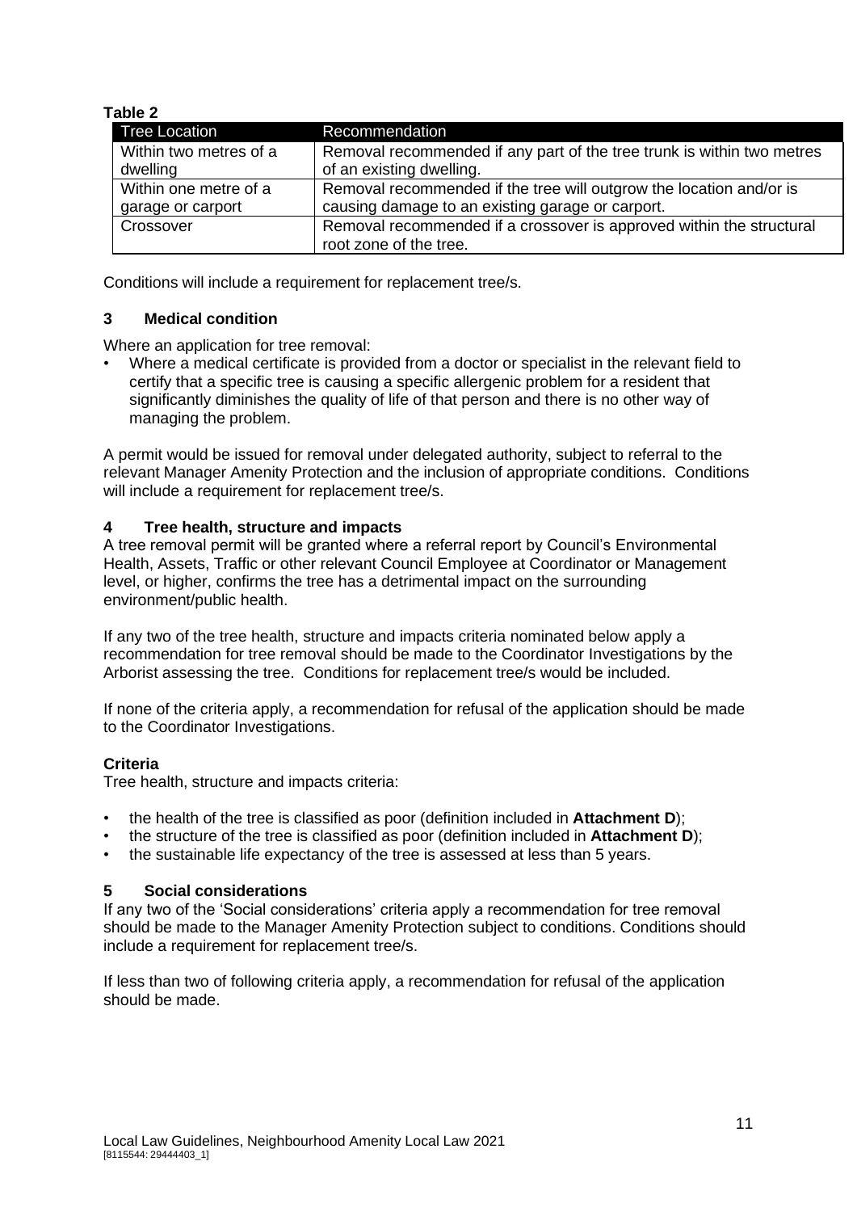**Table 2**

| Tree Location | Recommendation |
|---|---|
| Within two metres of a dwelling | Removal recommended if any part of the tree trunk is within two metres of an existing dwelling. |
| Within one metre of a garage or carport | Removal recommended if the tree will outgrow the location and/or is causing damage to an existing garage or carport. |
| Crossover | Removal recommended if a crossover is approved within the structural root zone of the tree. |

Conditions will include a requirement for replacement tree/s.

### 3 Medical condition

Where an application for tree removal:

- Where a medical certificate is provided from a doctor or specialist in the relevant field to certify that a specific tree is causing a specific allergenic problem for a resident that significantly diminishes the quality of life of that person and there is no other way of managing the problem.

A permit would be issued for removal under delegated authority, subject to referral to the relevant Manager Amenity Protection and the inclusion of appropriate conditions. Conditions will include a requirement for replacement tree/s.

### 4 Tree health, structure and impacts

A tree removal permit will be granted where a referral report by Council's Environmental Health, Assets, Traffic or other relevant Council Employee at Coordinator or Management level, or higher, confirms the tree has a detrimental impact on the surrounding environment/public health.

If any two of the tree health, structure and impacts criteria nominated below apply a recommendation for tree removal should be made to the Coordinator Investigations by the Arborist assessing the tree. Conditions for replacement tree/s would be included.

If none of the criteria apply, a recommendation for refusal of the application should be made to the Coordinator Investigations.

**Criteria**

Tree health, structure and impacts criteria:

- the health of the tree is classified as poor (definition included in **Attachment D**);
- the structure of the tree is classified as poor (definition included in **Attachment D**);
- the sustainable life expectancy of the tree is assessed at less than 5 years.

### 5 Social considerations

If any two of the 'Social considerations' criteria apply a recommendation for tree removal should be made to the Manager Amenity Protection subject to conditions. Conditions should include a requirement for replacement tree/s.

If less than two of following criteria apply, a recommendation for refusal of the application should be made.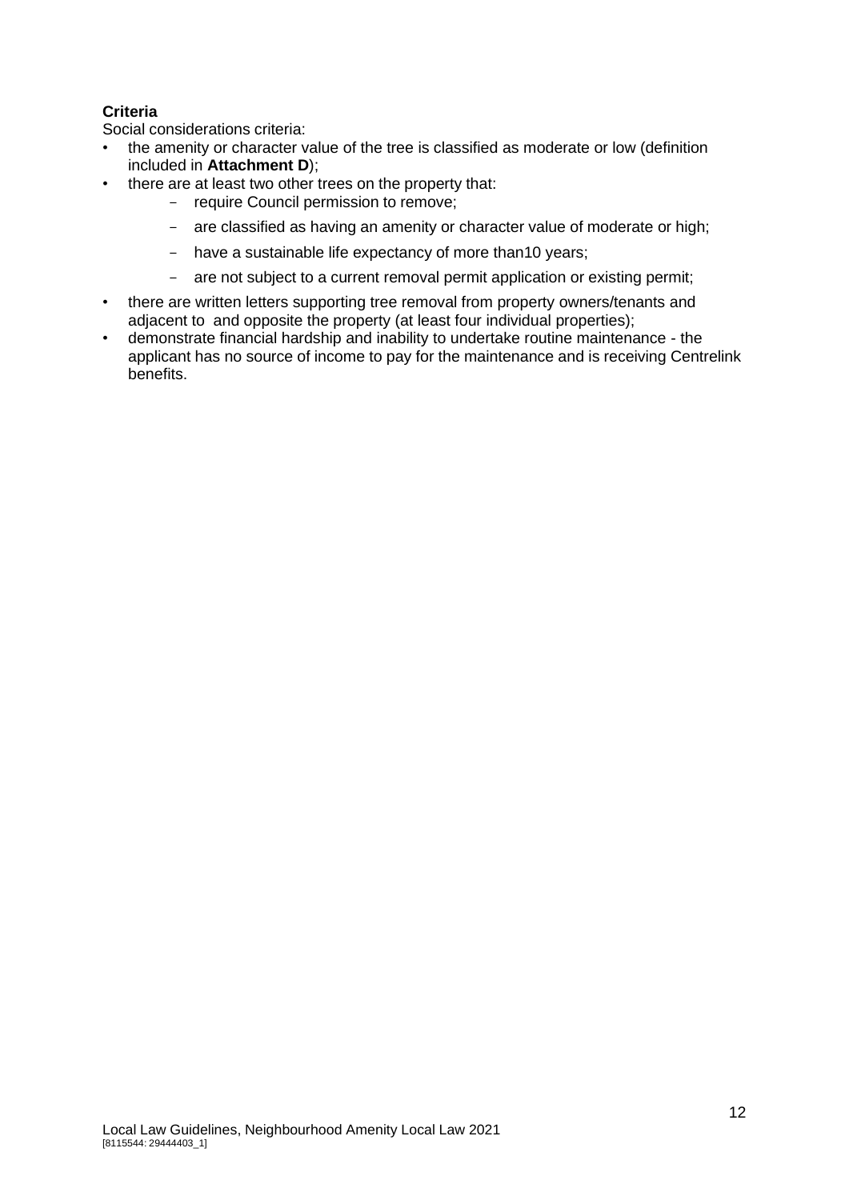**Criteria**

Social considerations criteria:

- the amenity or character value of the tree is classified as moderate or low (definition included in **Attachment D**);
- there are at least two other trees on the property that:
    - require Council permission to remove;
    - are classified as having an amenity or character value of moderate or high;
    - have a sustainable life expectancy of more than10 years;
    - are not subject to a current removal permit application or existing permit;
- there are written letters supporting tree removal from property owners/tenants and adjacent to and opposite the property (at least four individual properties);
- demonstrate financial hardship and inability to undertake routine maintenance - the applicant has no source of income to pay for the maintenance and is receiving Centrelink benefits.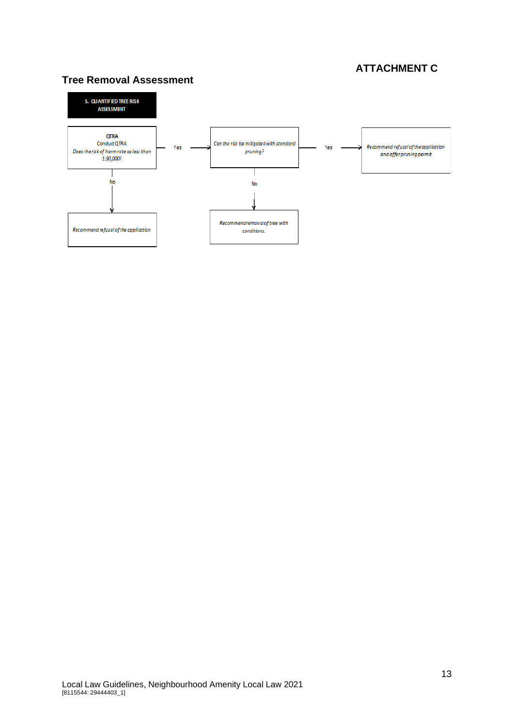**ATTACHMENT C**

## Tree Removal Assessment

**3. QUANTIFIED TREE RISK ASSESSMENT**

**QTRA**
Conduct QTRA
*Does the risk of harm rate as less than 1:30,000?*

- **Yes** → *Can the risk be mitigated with standard pruning?*
  - **Yes** → *Recommend refusal of the application and offer pruning permit*
  - **No** → *Recommend removal of tree with conditions.*
- **No** → *Recommend refusal of the application*

Local Law Guidelines, Neighbourhood Amenity Local Law 2021
[8115544: 29444403_1]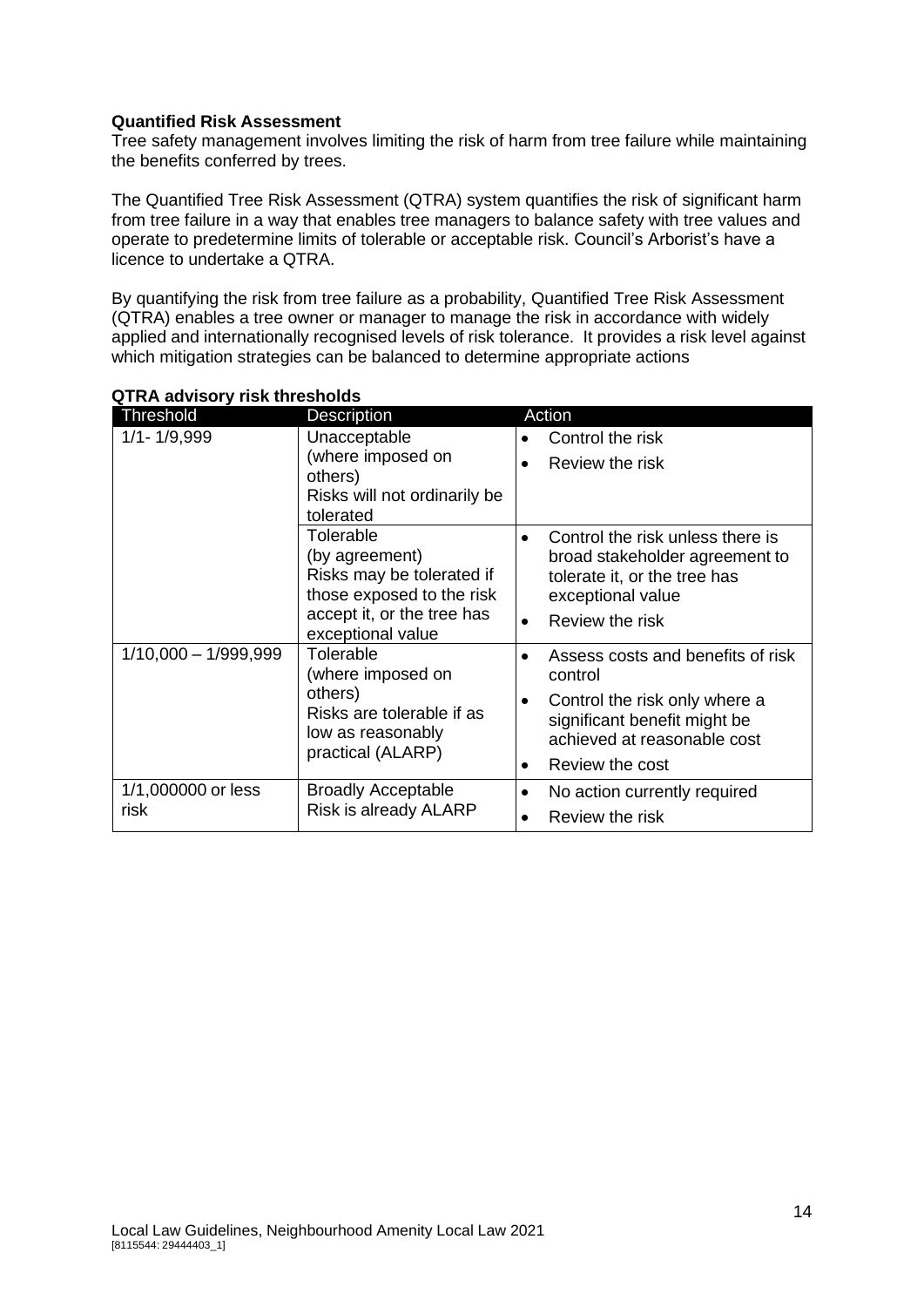**Quantified Risk Assessment**

Tree safety management involves limiting the risk of harm from tree failure while maintaining the benefits conferred by trees.

The Quantified Tree Risk Assessment (QTRA) system quantifies the risk of significant harm from tree failure in a way that enables tree managers to balance safety with tree values and operate to predetermine limits of tolerable or acceptable risk. Council's Arborist's have a licence to undertake a QTRA.

By quantifying the risk from tree failure as a probability, Quantified Tree Risk Assessment (QTRA) enables a tree owner or manager to manage the risk in accordance with widely applied and internationally recognised levels of risk tolerance. It provides a risk level against which mitigation strategies can be balanced to determine appropriate actions

**QTRA advisory risk thresholds**

| Threshold | Description | Action |
|---|---|---|
| 1/1- 1/9,999 | Unacceptable (where imposed on others) Risks will not ordinarily be tolerated | • Control the risk<br>• Review the risk |
| | Tolerable (by agreement) Risks may be tolerated if those exposed to the risk accept it, or the tree has exceptional value | • Control the risk unless there is broad stakeholder agreement to tolerate it, or the tree has exceptional value<br>• Review the risk |
| 1/10,000 – 1/999,999 | Tolerable (where imposed on others) Risks are tolerable if as low as reasonably practical (ALARP) | • Assess costs and benefits of risk control<br>• Control the risk only where a significant benefit might be achieved at reasonable cost<br>• Review the cost |
| 1/1,000000 or less risk | Broadly Acceptable Risk is already ALARP | • No action currently required<br>• Review the risk |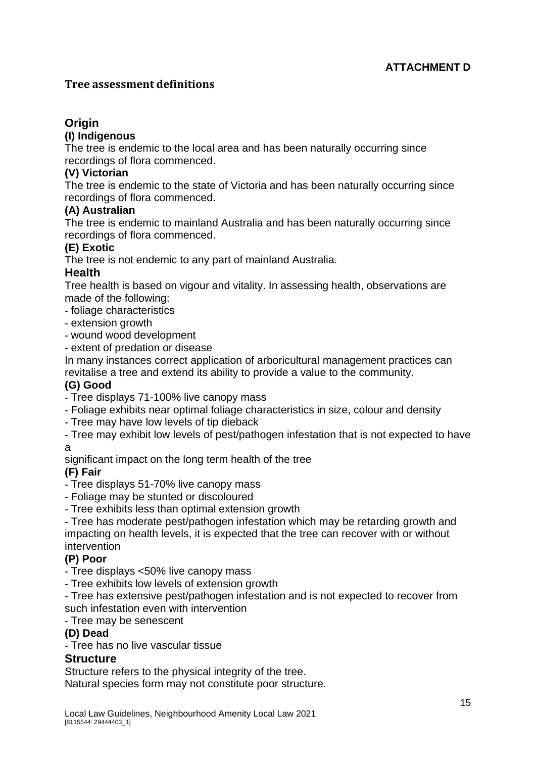**ATTACHMENT D**

## Tree assessment definitions

### Origin

**(I) Indigenous**

The tree is endemic to the local area and has been naturally occurring since recordings of flora commenced.

**(V) Victorian**

The tree is endemic to the state of Victoria and has been naturally occurring since recordings of flora commenced.

**(A) Australian**

The tree is endemic to mainland Australia and has been naturally occurring since recordings of flora commenced.

**(E) Exotic**

The tree is not endemic to any part of mainland Australia.

### Health

Tree health is based on vigour and vitality. In assessing health, observations are made of the following:

- foliage characteristics
- extension growth
- wound wood development
- extent of predation or disease

In many instances correct application of arboricultural management practices can revitalise a tree and extend its ability to provide a value to the community.

**(G) Good**

- Tree displays 71-100% live canopy mass
- Foliage exhibits near optimal foliage characteristics in size, colour and density
- Tree may have low levels of tip dieback
- Tree may exhibit low levels of pest/pathogen infestation that is not expected to have a significant impact on the long term health of the tree

**(F) Fair**

- Tree displays 51-70% live canopy mass
- Foliage may be stunted or discoloured
- Tree exhibits less than optimal extension growth
- Tree has moderate pest/pathogen infestation which may be retarding growth and impacting on health levels, it is expected that the tree can recover with or without intervention

**(P) Poor**

- Tree displays <50% live canopy mass
- Tree exhibits low levels of extension growth
- Tree has extensive pest/pathogen infestation and is not expected to recover from such infestation even with intervention
- Tree may be senescent

**(D) Dead**

- Tree has no live vascular tissue

### Structure

Structure refers to the physical integrity of the tree.

Natural species form may not constitute poor structure.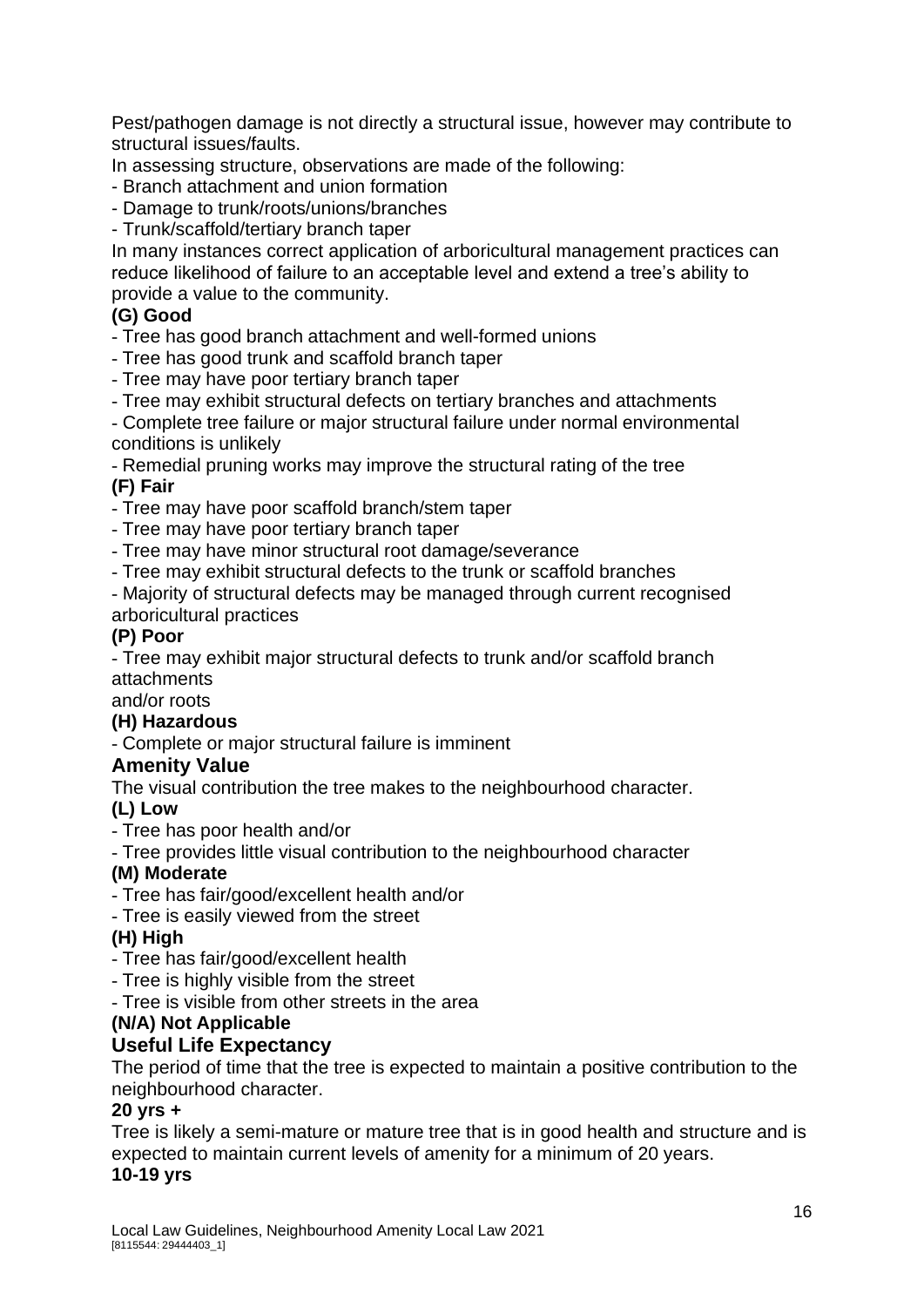Pest/pathogen damage is not directly a structural issue, however may contribute to structural issues/faults.

In assessing structure, observations are made of the following:

- Branch attachment and union formation
- Damage to trunk/roots/unions/branches
- Trunk/scaffold/tertiary branch taper

In many instances correct application of arboricultural management practices can reduce likelihood of failure to an acceptable level and extend a tree's ability to provide a value to the community.

**(G) Good**

- Tree has good branch attachment and well-formed unions
- Tree has good trunk and scaffold branch taper
- Tree may have poor tertiary branch taper
- Tree may exhibit structural defects on tertiary branches and attachments
- Complete tree failure or major structural failure under normal environmental conditions is unlikely
- Remedial pruning works may improve the structural rating of the tree

**(F) Fair**

- Tree may have poor scaffold branch/stem taper
- Tree may have poor tertiary branch taper
- Tree may have minor structural root damage/severance
- Tree may exhibit structural defects to the trunk or scaffold branches
- Majority of structural defects may be managed through current recognised arboricultural practices

**(P) Poor**

- Tree may exhibit major structural defects to trunk and/or scaffold branch attachments and/or roots

**(H) Hazardous**

- Complete or major structural failure is imminent

## Amenity Value

The visual contribution the tree makes to the neighbourhood character.

**(L) Low**

- Tree has poor health and/or
- Tree provides little visual contribution to the neighbourhood character

**(M) Moderate**

- Tree has fair/good/excellent health and/or
- Tree is easily viewed from the street

**(H) High**

- Tree has fair/good/excellent health
- Tree is highly visible from the street
- Tree is visible from other streets in the area

**(N/A) Not Applicable**

## Useful Life Expectancy

The period of time that the tree is expected to maintain a positive contribution to the neighbourhood character.

**20 yrs +**

Tree is likely a semi-mature or mature tree that is in good health and structure and is expected to maintain current levels of amenity for a minimum of 20 years.

**10-19 yrs**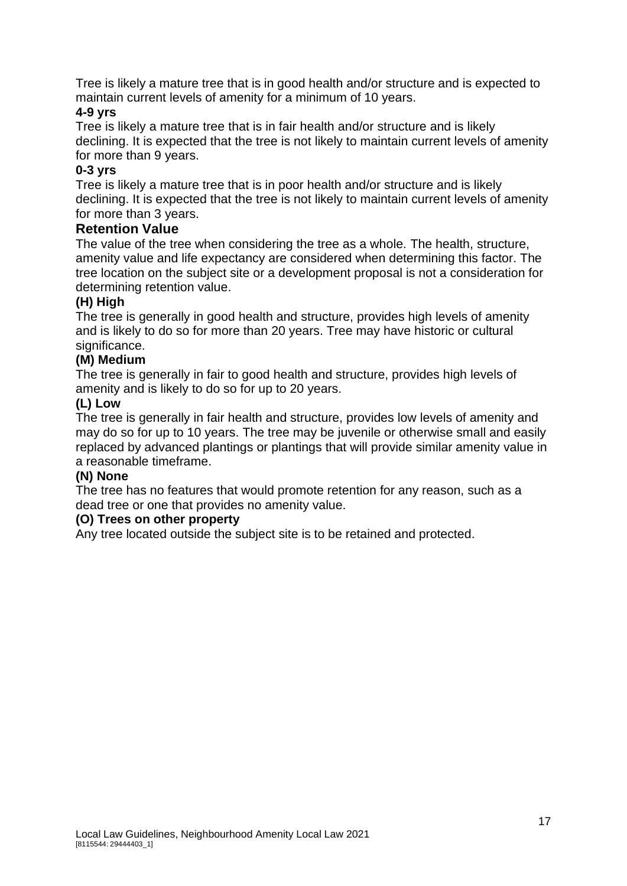Tree is likely a mature tree that is in good health and/or structure and is expected to maintain current levels of amenity for a minimum of 10 years.

**4-9 yrs**

Tree is likely a mature tree that is in fair health and/or structure and is likely declining. It is expected that the tree is not likely to maintain current levels of amenity for more than 9 years.

**0-3 yrs**

Tree is likely a mature tree that is in poor health and/or structure and is likely declining. It is expected that the tree is not likely to maintain current levels of amenity for more than 3 years.

### Retention Value

The value of the tree when considering the tree as a whole. The health, structure, amenity value and life expectancy are considered when determining this factor. The tree location on the subject site or a development proposal is not a consideration for determining retention value.

**(H) High**

The tree is generally in good health and structure, provides high levels of amenity and is likely to do so for more than 20 years. Tree may have historic or cultural significance.

**(M) Medium**

The tree is generally in fair to good health and structure, provides high levels of amenity and is likely to do so for up to 20 years.

**(L) Low**

The tree is generally in fair health and structure, provides low levels of amenity and may do so for up to 10 years. The tree may be juvenile or otherwise small and easily replaced by advanced plantings or plantings that will provide similar amenity value in a reasonable timeframe.

**(N) None**

The tree has no features that would promote retention for any reason, such as a dead tree or one that provides no amenity value.

**(O) Trees on other property**

Any tree located outside the subject site is to be retained and protected.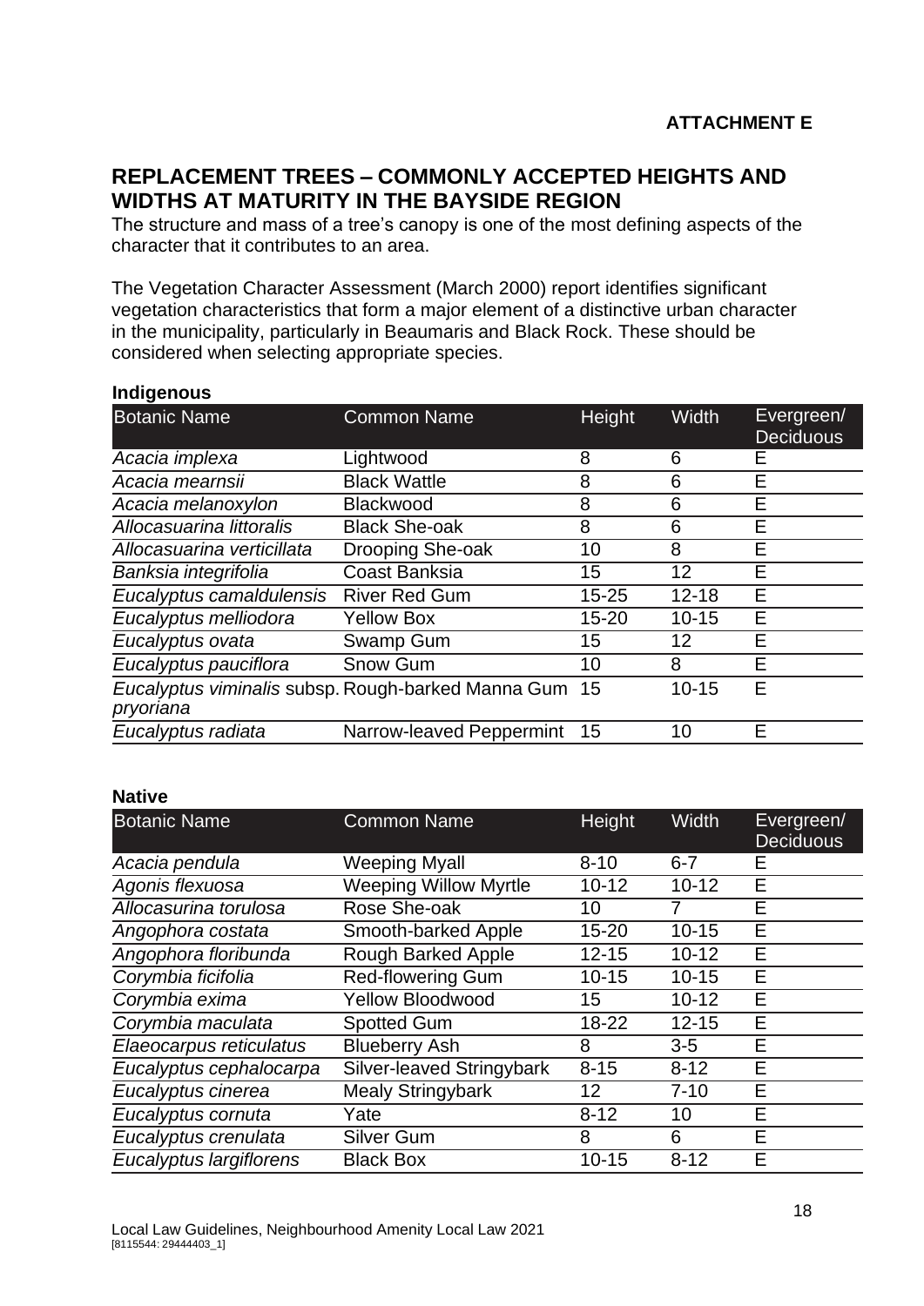**ATTACHMENT E**

## REPLACEMENT TREES – COMMONLY ACCEPTED HEIGHTS AND WIDTHS AT MATURITY IN THE BAYSIDE REGION

The structure and mass of a tree's canopy is one of the most defining aspects of the character that it contributes to an area.

The Vegetation Character Assessment (March 2000) report identifies significant vegetation characteristics that form a major element of a distinctive urban character in the municipality, particularly in Beaumaris and Black Rock. These should be considered when selecting appropriate species.

**Indigenous**

| Botanic Name | Common Name | Height | Width | Evergreen/ Deciduous |
|---|---|---|---|---|
| *Acacia implexa* | Lightwood | 8 | 6 | E |
| *Acacia mearnsii* | Black Wattle | 8 | 6 | E |
| *Acacia melanoxylon* | Blackwood | 8 | 6 | E |
| *Allocasuarina littoralis* | Black She-oak | 8 | 6 | E |
| *Allocasuarina verticillata* | Drooping She-oak | 10 | 8 | E |
| *Banksia integrifolia* | Coast Banksia | 15 | 12 | E |
| *Eucalyptus camaldulensis* | River Red Gum | 15-25 | 12-18 | E |
| *Eucalyptus melliodora* | Yellow Box | 15-20 | 10-15 | E |
| *Eucalyptus ovata* | Swamp Gum | 15 | 12 | E |
| *Eucalyptus pauciflora* | Snow Gum | 10 | 8 | E |
| *Eucalyptus viminalis* subsp. *pryoriana* | Rough-barked Manna Gum | 15 | 10-15 | E |
| *Eucalyptus radiata* | Narrow-leaved Peppermint | 15 | 10 | E |

**Native**

| Botanic Name | Common Name | Height | Width | Evergreen/ Deciduous |
|---|---|---|---|---|
| *Acacia pendula* | Weeping Myall | 8-10 | 6-7 | E |
| *Agonis flexuosa* | Weeping Willow Myrtle | 10-12 | 10-12 | E |
| *Allocasurina torulosa* | Rose She-oak | 10 | 7 | E |
| *Angophora costata* | Smooth-barked Apple | 15-20 | 10-15 | E |
| *Angophora floribunda* | Rough Barked Apple | 12-15 | 10-12 | E |
| *Corymbia ficifolia* | Red-flowering Gum | 10-15 | 10-15 | E |
| *Corymbia exima* | Yellow Bloodwood | 15 | 10-12 | E |
| *Corymbia maculata* | Spotted Gum | 18-22 | 12-15 | E |
| *Elaeocarpus reticulatus* | Blueberry Ash | 8 | 3-5 | E |
| *Eucalyptus cephalocarpa* | Silver-leaved Stringybark | 8-15 | 8-12 | E |
| *Eucalyptus cinerea* | Mealy Stringybark | 12 | 7-10 | E |
| *Eucalyptus cornuta* | Yate | 8-12 | 10 | E |
| *Eucalyptus crenulata* | Silver Gum | 8 | 6 | E |
| *Eucalyptus largiflorens* | Black Box | 10-15 | 8-12 | E |

Local Law Guidelines, Neighbourhood Amenity Local Law 2021
[8115544: 29444403_1]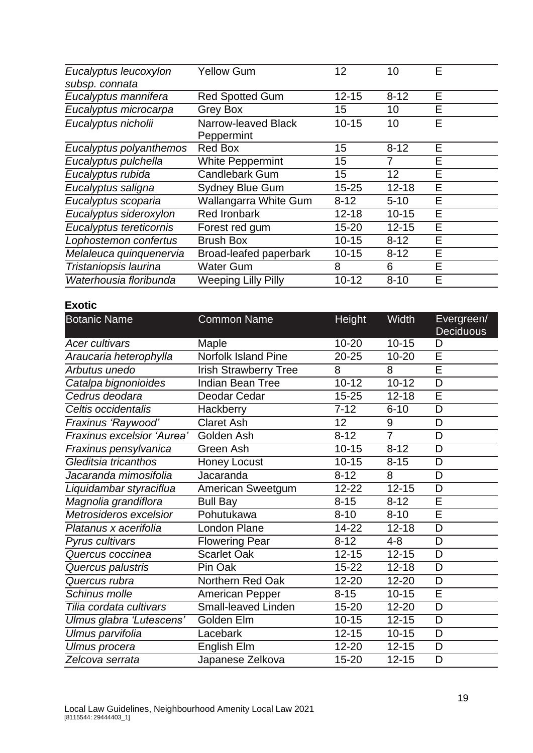| | | | | |
|---|---|---|---|---|
| *Eucalyptus leucoxylon subsp. connata* | Yellow Gum | 12 | 10 | E |
| *Eucalyptus mannifera* | Red Spotted Gum | 12-15 | 8-12 | E |
| *Eucalyptus microcarpa* | Grey Box | 15 | 10 | E |
| *Eucalyptus nicholii* | Narrow-leaved Black Peppermint | 10-15 | 10 | E |
| *Eucalyptus polyanthemos* | Red Box | 15 | 8-12 | E |
| *Eucalyptus pulchella* | White Peppermint | 15 | 7 | E |
| *Eucalyptus rubida* | Candlebark Gum | 15 | 12 | E |
| *Eucalyptus saligna* | Sydney Blue Gum | 15-25 | 12-18 | E |
| *Eucalyptus scoparia* | Wallangarra White Gum | 8-12 | 5-10 | E |
| *Eucalyptus sideroxylon* | Red Ironbark | 12-18 | 10-15 | E |
| *Eucalyptus tereticornis* | Forest red gum | 15-20 | 12-15 | E |
| *Lophostemon confertus* | Brush Box | 10-15 | 8-12 | E |
| *Melaleuca quinquenervia* | Broad-leafed paperbark | 10-15 | 8-12 | E |
| *Tristaniopsis laurina* | Water Gum | 8 | 6 | E |
| *Waterhousia floribunda* | Weeping Lilly Pilly | 10-12 | 8-10 | E |

**Exotic**

| Botanic Name | Common Name | Height | Width | Evergreen/ Deciduous |
|---|---|---|---|---|
| *Acer cultivars* | Maple | 10-20 | 10-15 | D |
| *Araucaria heterophylla* | Norfolk Island Pine | 20-25 | 10-20 | E |
| *Arbutus unedo* | Irish Strawberry Tree | 8 | 8 | E |
| *Catalpa bignonioides* | Indian Bean Tree | 10-12 | 10-12 | D |
| *Cedrus deodara* | Deodar Cedar | 15-25 | 12-18 | E |
| *Celtis occidentalis* | Hackberry | 7-12 | 6-10 | D |
| *Fraxinus 'Raywood'* | Claret Ash | 12 | 9 | D |
| *Fraxinus excelsior 'Aurea'* | Golden Ash | 8-12 | 7 | D |
| *Fraxinus pensylvanica* | Green Ash | 10-15 | 8-12 | D |
| *Gleditsia tricanthos* | Honey Locust | 10-15 | 8-15 | D |
| *Jacaranda mimosifolia* | Jacaranda | 8-12 | 8 | D |
| *Liquidambar styraciflua* | American Sweetgum | 12-22 | 12-15 | D |
| *Magnolia grandiflora* | Bull Bay | 8-15 | 8-12 | E |
| *Metrosideros excelsior* | Pohutukawa | 8-10 | 8-10 | E |
| *Platanus x acerifolia* | London Plane | 14-22 | 12-18 | D |
| *Pyrus cultivars* | Flowering Pear | 8-12 | 4-8 | D |
| *Quercus coccinea* | Scarlet Oak | 12-15 | 12-15 | D |
| *Quercus palustris* | Pin Oak | 15-22 | 12-18 | D |
| *Quercus rubra* | Northern Red Oak | 12-20 | 12-20 | D |
| *Schinus molle* | American Pepper | 8-15 | 10-15 | E |
| *Tilia cordata cultivars* | Small-leaved Linden | 15-20 | 12-20 | D |
| *Ulmus glabra 'Lutescens'* | Golden Elm | 10-15 | 12-15 | D |
| *Ulmus parvifolia* | Lacebark | 12-15 | 10-15 | D |
| *Ulmus procera* | English Elm | 12-20 | 12-15 | D |
| *Zelcova serrata* | Japanese Zelkova | 15-20 | 12-15 | D |